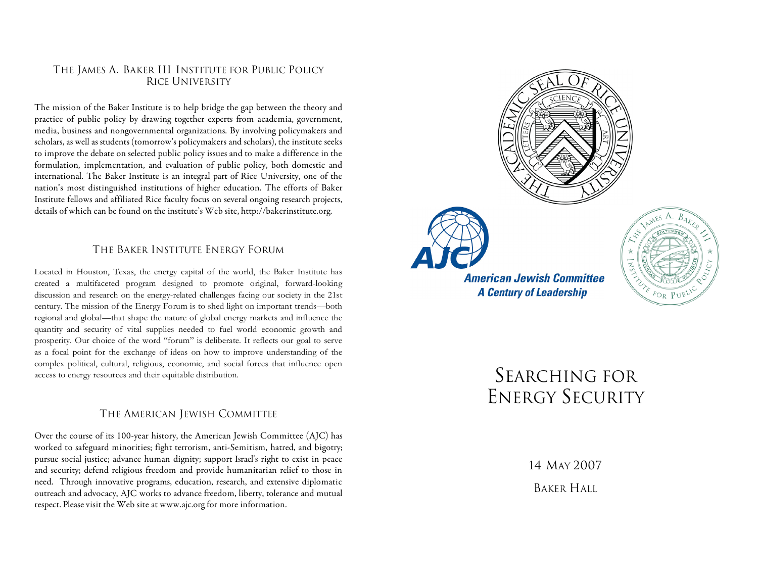## The James A. Baker III Institute for Public Policy
## Rice University

The mission of the Baker Institute is to help bridge the gap between the theory and practice of public policy by drawing together experts from academia, government, media, business and nongovernmental organizations. By involving policymakers and scholars, as well as students (tomorrow's policymakers and scholars), the institute seeks to improve the debate on selected public policy issues and to make a difference in the formulation, implementation, and evaluation of public policy, both domestic and international. The Baker Institute is an integral part of Rice University, one of the nation's most distinguished institutions of higher education. The efforts of Baker Institute fellows and affiliated Rice faculty focus on several ongoing research projects, details of which can be found on the institute's Web site, http://bakerinstitute.org.

## The Baker Institute Energy Forum

Located in Houston, Texas, the energy capital of the world, the Baker Institute has created a multifaceted program designed to promote original, forward-looking discussion and research on the energy-related challenges facing our society in the 21st century. The mission of the Energy Forum is to shed light on important trends—both regional and global—that shape the nature of global energy markets and influence the quantity and security of vital supplies needed to fuel world economic growth and prosperity. Our choice of the word "forum" is deliberate. It reflects our goal to serve as a focal point for the exchange of ideas on how to improve understanding of the complex political, cultural, religious, economic, and social forces that influence open access to energy resources and their equitable distribution.

## The American Jewish Committee

Over the course of its 100-year history, the American Jewish Committee (AJC) has worked to safeguard minorities; fight terrorism, anti-Semitism, hatred, and bigotry; pursue social justice; advance human dignity; support Israel's right to exist in peace and security; defend religious freedom and provide humanitarian relief to those in need. Through innovative programs, education, research, and extensive diplomatic outreach and advocacy, AJC works to advance freedom, liberty, tolerance and mutual respect. Please visit the Web site at www.ajc.org for more information.

The Academic Seal of Rice University

AJC
**American Jewish Committee**
**A Century of Leadership**

The James A. Baker III Institute for Public Policy

# Searching for Energy Security

14 May 2007

Baker Hall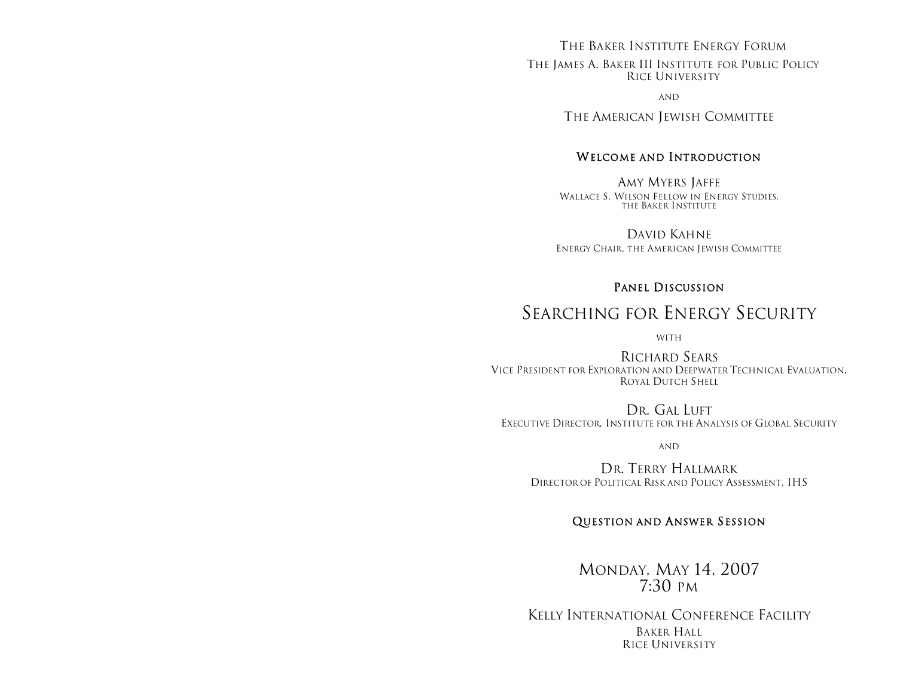The Baker Institute Energy Forum

The James A. Baker III Institute for Public Policy
Rice University

and

The American Jewish Committee

## Welcome and Introduction

Amy Myers Jaffe
Wallace S. Wilson Fellow in Energy Studies,
the Baker Institute

David Kahne
Energy Chair, the American Jewish Committee

## Panel Discussion

# Searching for Energy Security

with

Richard Sears
Vice President for Exploration and Deepwater Technical Evaluation,
Royal Dutch Shell

Dr. Gal Luft
Executive Director, Institute for the Analysis of Global Security

and

Dr. Terry Hallmark
Director of Political Risk and Policy Assessment, IHS

## Question and Answer Session

Monday, May 14, 2007
7:30 pm

Kelly International Conference Facility
Baker Hall
Rice University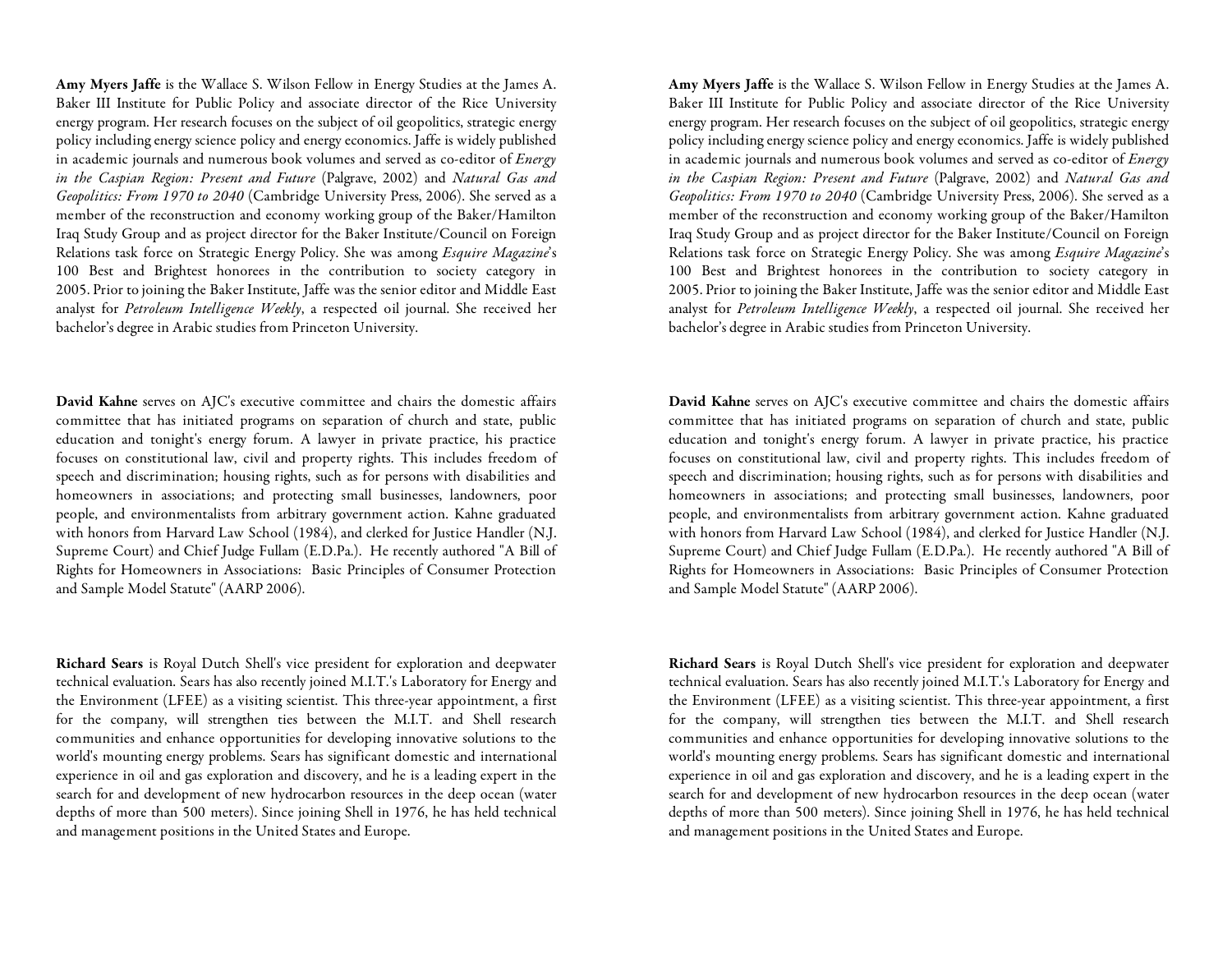**Amy Myers Jaffe** is the Wallace S. Wilson Fellow in Energy Studies at the James A. Baker III Institute for Public Policy and associate director of the Rice University energy program. Her research focuses on the subject of oil geopolitics, strategic energy policy including energy science policy and energy economics. Jaffe is widely published in academic journals and numerous book volumes and served as co-editor of *Energy in the Caspian Region: Present and Future* (Palgrave, 2002) and *Natural Gas and Geopolitics: From 1970 to 2040* (Cambridge University Press, 2006). She served as a member of the reconstruction and economy working group of the Baker/Hamilton Iraq Study Group and as project director for the Baker Institute/Council on Foreign Relations task force on Strategic Energy Policy. She was among *Esquire Magazine*'s 100 Best and Brightest honorees in the contribution to society category in 2005. Prior to joining the Baker Institute, Jaffe was the senior editor and Middle East analyst for *Petroleum Intelligence Weekly*, a respected oil journal. She received her bachelor's degree in Arabic studies from Princeton University.

**David Kahne** serves on AJC's executive committee and chairs the domestic affairs committee that has initiated programs on separation of church and state, public education and tonight's energy forum. A lawyer in private practice, his practice focuses on constitutional law, civil and property rights. This includes freedom of speech and discrimination; housing rights, such as for persons with disabilities and homeowners in associations; and protecting small businesses, landowners, poor people, and environmentalists from arbitrary government action. Kahne graduated with honors from Harvard Law School (1984), and clerked for Justice Handler (N.J. Supreme Court) and Chief Judge Fullam (E.D.Pa.). He recently authored "A Bill of Rights for Homeowners in Associations: Basic Principles of Consumer Protection and Sample Model Statute" (AARP 2006).

**Richard Sears** is Royal Dutch Shell's vice president for exploration and deepwater technical evaluation. Sears has also recently joined M.I.T.'s Laboratory for Energy and the Environment (LFEE) as a visiting scientist. This three-year appointment, a first for the company, will strengthen ties between the M.I.T. and Shell research communities and enhance opportunities for developing innovative solutions to the world's mounting energy problems. Sears has significant domestic and international experience in oil and gas exploration and discovery, and he is a leading expert in the search for and development of new hydrocarbon resources in the deep ocean (water depths of more than 500 meters). Since joining Shell in 1976, he has held technical and management positions in the United States and Europe.

**Amy Myers Jaffe** is the Wallace S. Wilson Fellow in Energy Studies at the James A. Baker III Institute for Public Policy and associate director of the Rice University energy program. Her research focuses on the subject of oil geopolitics, strategic energy policy including energy science policy and energy economics. Jaffe is widely published in academic journals and numerous book volumes and served as co-editor of *Energy in the Caspian Region: Present and Future* (Palgrave, 2002) and *Natural Gas and Geopolitics: From 1970 to 2040* (Cambridge University Press, 2006). She served as a member of the reconstruction and economy working group of the Baker/Hamilton Iraq Study Group and as project director for the Baker Institute/Council on Foreign Relations task force on Strategic Energy Policy. She was among *Esquire Magazine*'s 100 Best and Brightest honorees in the contribution to society category in 2005. Prior to joining the Baker Institute, Jaffe was the senior editor and Middle East analyst for *Petroleum Intelligence Weekly*, a respected oil journal. She received her bachelor's degree in Arabic studies from Princeton University.

**David Kahne** serves on AJC's executive committee and chairs the domestic affairs committee that has initiated programs on separation of church and state, public education and tonight's energy forum. A lawyer in private practice, his practice focuses on constitutional law, civil and property rights. This includes freedom of speech and discrimination; housing rights, such as for persons with disabilities and homeowners in associations; and protecting small businesses, landowners, poor people, and environmentalists from arbitrary government action. Kahne graduated with honors from Harvard Law School (1984), and clerked for Justice Handler (N.J. Supreme Court) and Chief Judge Fullam (E.D.Pa.). He recently authored "A Bill of Rights for Homeowners in Associations: Basic Principles of Consumer Protection and Sample Model Statute" (AARP 2006).

**Richard Sears** is Royal Dutch Shell's vice president for exploration and deepwater technical evaluation. Sears has also recently joined M.I.T.'s Laboratory for Energy and the Environment (LFEE) as a visiting scientist. This three-year appointment, a first for the company, will strengthen ties between the M.I.T. and Shell research communities and enhance opportunities for developing innovative solutions to the world's mounting energy problems. Sears has significant domestic and international experience in oil and gas exploration and discovery, and he is a leading expert in the search for and development of new hydrocarbon resources in the deep ocean (water depths of more than 500 meters). Since joining Shell in 1976, he has held technical and management positions in the United States and Europe.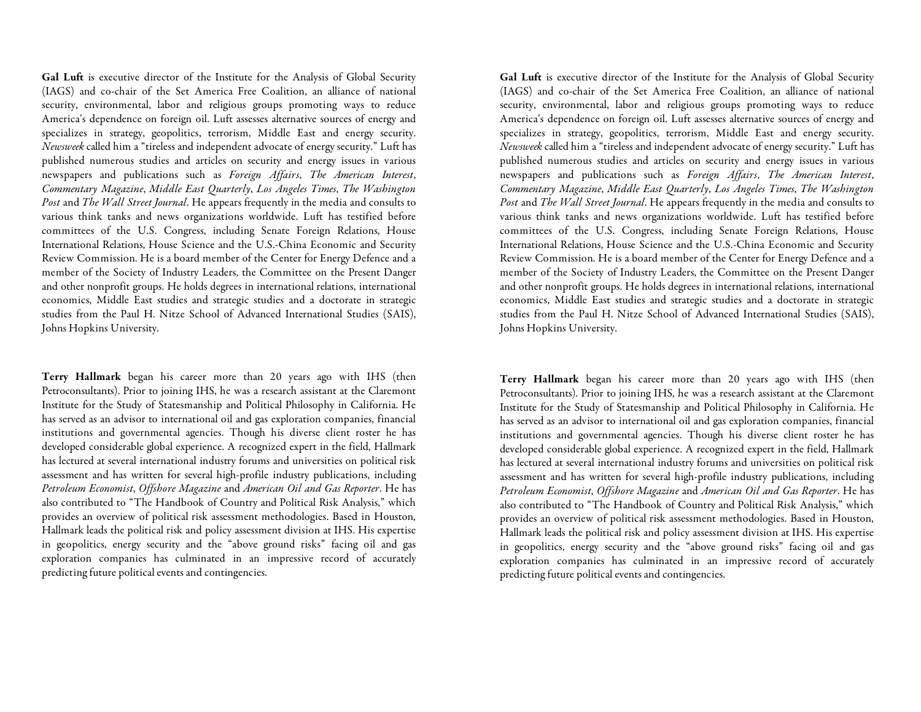**Gal Luft** is executive director of the Institute for the Analysis of Global Security (IAGS) and co-chair of the Set America Free Coalition, an alliance of national security, environmental, labor and religious groups promoting ways to reduce America's dependence on foreign oil. Luft assesses alternative sources of energy and specializes in strategy, geopolitics, terrorism, Middle East and energy security. *Newsweek* called him a "tireless and independent advocate of energy security." Luft has published numerous studies and articles on security and energy issues in various newspapers and publications such as *Foreign Affairs*, *The American Interest*, *Commentary Magazine*, *Middle East Quarterly*, *Los Angeles Times*, *The Washington Post* and *The Wall Street Journal*. He appears frequently in the media and consults to various think tanks and news organizations worldwide. Luft has testified before committees of the U.S. Congress, including Senate Foreign Relations, House International Relations, House Science and the U.S.-China Economic and Security Review Commission. He is a board member of the Center for Energy Defence and a member of the Society of Industry Leaders, the Committee on the Present Danger and other nonprofit groups. He holds degrees in international relations, international economics, Middle East studies and strategic studies and a doctorate in strategic studies from the Paul H. Nitze School of Advanced International Studies (SAIS), Johns Hopkins University.

**Terry Hallmark** began his career more than 20 years ago with IHS (then Petroconsultants). Prior to joining IHS, he was a research assistant at the Claremont Institute for the Study of Statesmanship and Political Philosophy in California. He has served as an advisor to international oil and gas exploration companies, financial institutions and governmental agencies. Though his diverse client roster he has developed considerable global experience. A recognized expert in the field, Hallmark has lectured at several international industry forums and universities on political risk assessment and has written for several high-profile industry publications, including *Petroleum Economist*, *Offshore Magazine* and *American Oil and Gas Reporter*. He has also contributed to "The Handbook of Country and Political Risk Analysis," which provides an overview of political risk assessment methodologies. Based in Houston, Hallmark leads the political risk and policy assessment division at IHS. His expertise in geopolitics, energy security and the "above ground risks" facing oil and gas exploration companies has culminated in an impressive record of accurately predicting future political events and contingencies.